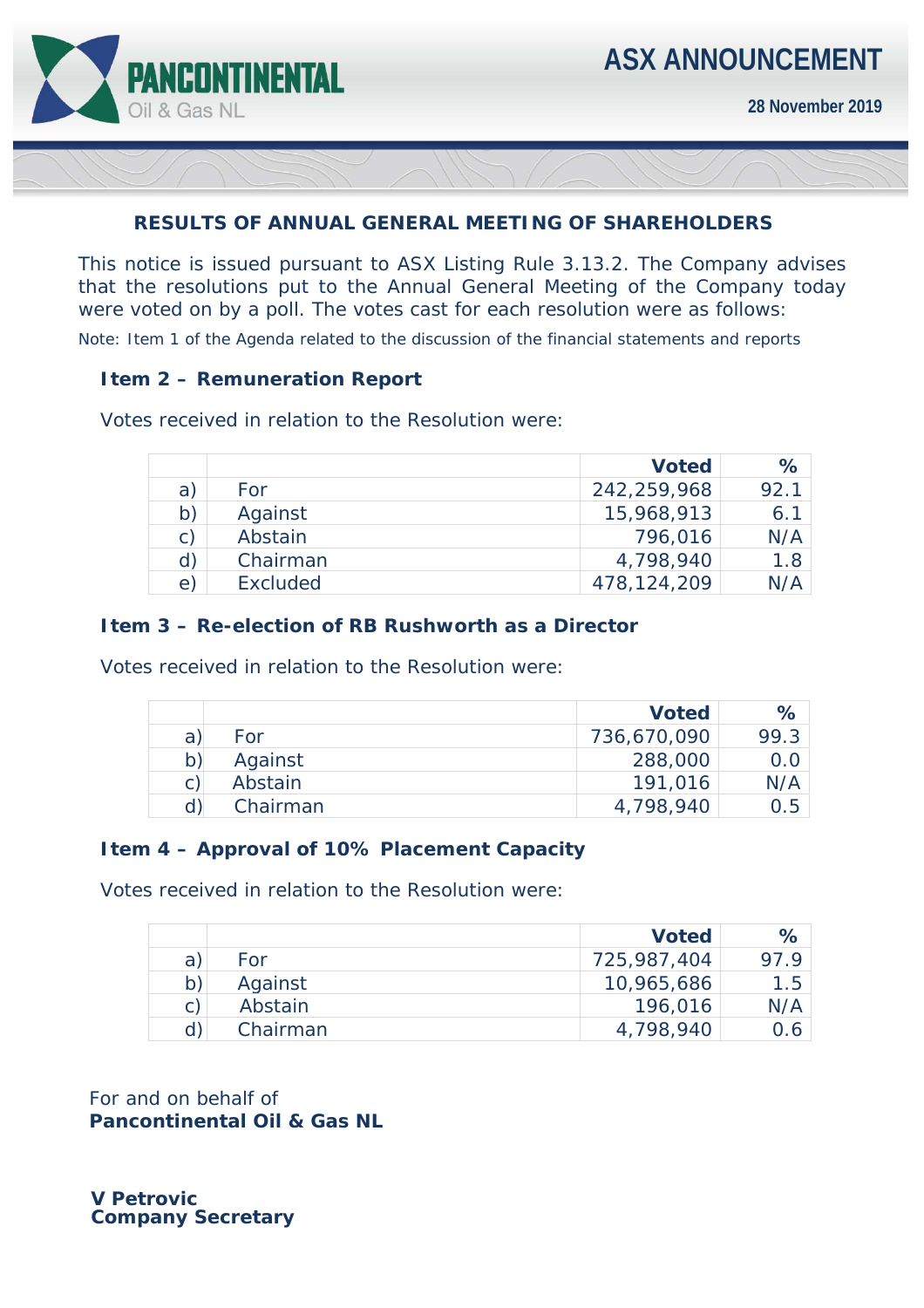PANCONTINENTAL Oil & Gas NL

# ASX ANNOUNCEMENT

**28 November 2019**

## RESULTS OF ANNUAL GENERAL MEETING OF SHAREHOLDERS

This notice is issued pursuant to ASX Listing Rule 3.13.2. The Company advises that the resolutions put to the Annual General Meeting of the Company today were voted on by a poll. The votes cast for each resolution were as follows:

Note: Item 1 of the Agenda related to the discussion of the financial statements and reports

### Item 2 – Remuneration Report

Votes received in relation to the Resolution were:

| | | Voted | % |
|---|---|---|---|
| a) | For | 242,259,968 | 92.1 |
| b) | Against | 15,968,913 | 6.1 |
| c) | Abstain | 796,016 | N/A |
| d) | Chairman | 4,798,940 | 1.8 |
| e) | Excluded | 478,124,209 | N/A |

### Item 3 – Re-election of RB Rushworth as a Director

Votes received in relation to the Resolution were:

| | | Voted | % |
|---|---|---|---|
| a) | For | 736,670,090 | 99.3 |
| b) | Against | 288,000 | 0.0 |
| c) | Abstain | 191,016 | N/A |
| d) | Chairman | 4,798,940 | 0.5 |

### Item 4 – Approval of 10% Placement Capacity

Votes received in relation to the Resolution were:

| | | Voted | % |
|---|---|---|---|
| a) | For | 725,987,404 | 97.9 |
| b) | Against | 10,965,686 | 1.5 |
| c) | Abstain | 196,016 | N/A |
| d) | Chairman | 4,798,940 | 0.6 |

For and on behalf of
**Pancontinental Oil & Gas NL**

**V Petrovic**
**Company Secretary**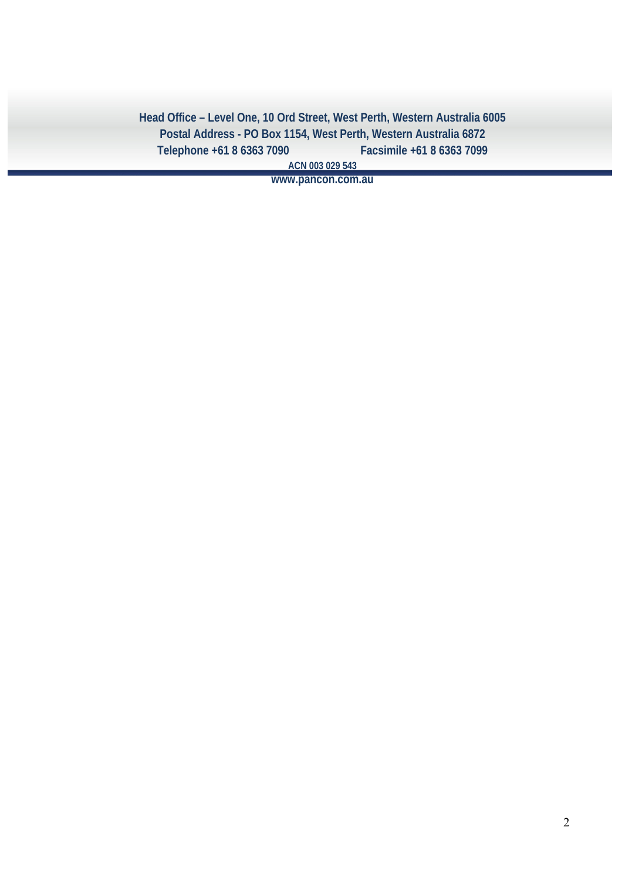Head Office – Level One, 10 Ord Street, West Perth, Western Australia 6005

Postal Address - PO Box 1154, West Perth, Western Australia 6872

Telephone +61 8 6363 7090 Facsimile +61 8 6363 7099

ACN 003 029 543

www.pancon.com.au